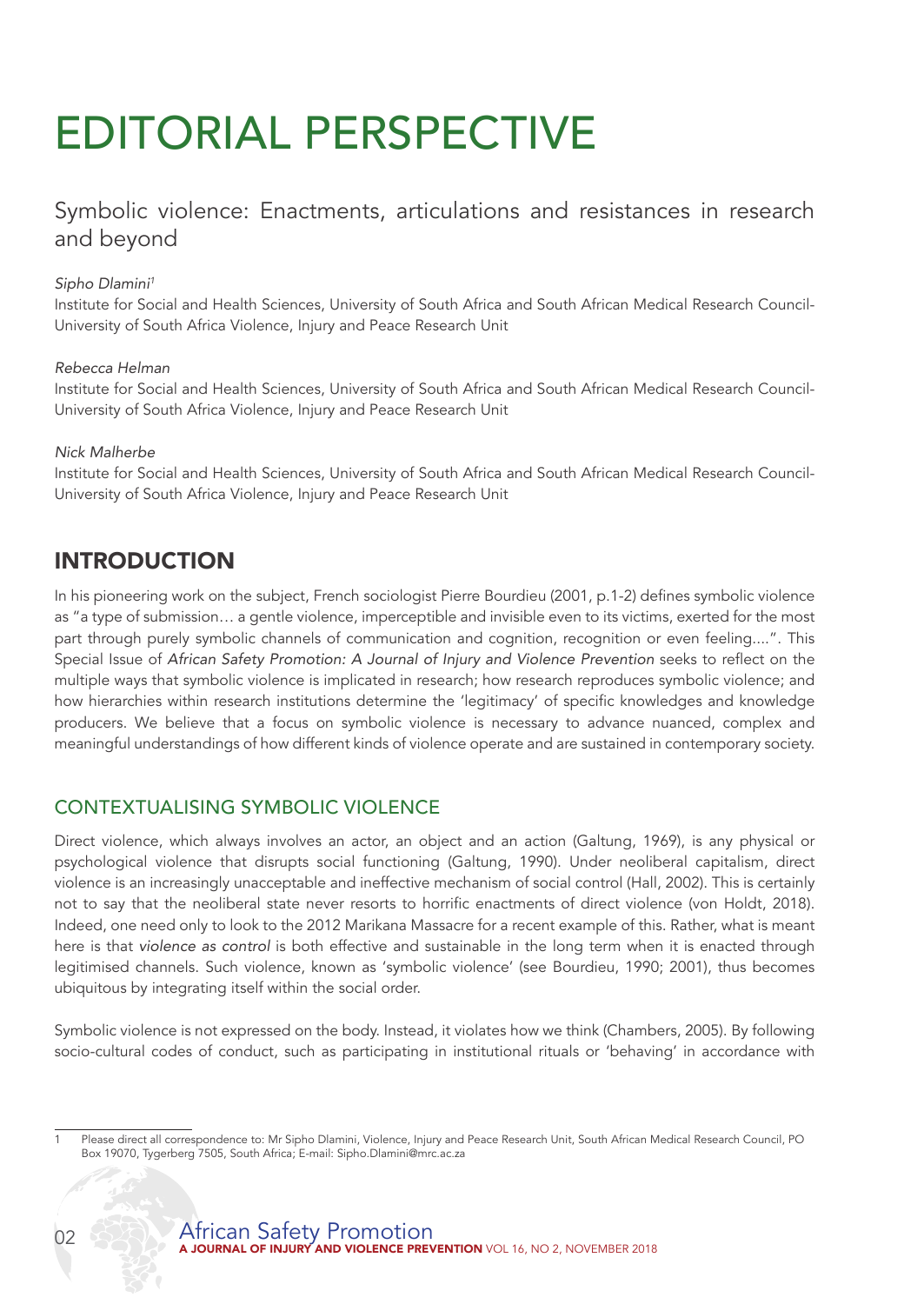# EDITORIAL PERSPECTIVE

## Symbolic violence: Enactments, articulations and resistances in research and beyond

*Sipho Dlamini*[1]
Institute for Social and Health Sciences, University of South Africa and South African Medical Research Council-University of South Africa Violence, Injury and Peace Research Unit

*Rebecca Helman*
Institute for Social and Health Sciences, University of South Africa and South African Medical Research Council-University of South Africa Violence, Injury and Peace Research Unit

*Nick Malherbe*
Institute for Social and Health Sciences, University of South Africa and South African Medical Research Council-University of South Africa Violence, Injury and Peace Research Unit

## INTRODUCTION

In his pioneering work on the subject, French sociologist Pierre Bourdieu (2001, p.1-2) defines symbolic violence as "a type of submission… a gentle violence, imperceptible and invisible even to its victims, exerted for the most part through purely symbolic channels of communication and cognition, recognition or even feeling....". This Special Issue of *African Safety Promotion: A Journal of Injury and Violence Prevention* seeks to reflect on the multiple ways that symbolic violence is implicated in research; how research reproduces symbolic violence; and how hierarchies within research institutions determine the 'legitimacy' of specific knowledges and knowledge producers. We believe that a focus on symbolic violence is necessary to advance nuanced, complex and meaningful understandings of how different kinds of violence operate and are sustained in contemporary society.

### CONTEXTUALISING SYMBOLIC VIOLENCE

Direct violence, which always involves an actor, an object and an action (Galtung, 1969), is any physical or psychological violence that disrupts social functioning (Galtung, 1990). Under neoliberal capitalism, direct violence is an increasingly unacceptable and ineffective mechanism of social control (Hall, 2002). This is certainly not to say that the neoliberal state never resorts to horrific enactments of direct violence (von Holdt, 2018). Indeed, one need only to look to the 2012 Marikana Massacre for a recent example of this. Rather, what is meant here is that *violence as control* is both effective and sustainable in the long term when it is enacted through legitimised channels. Such violence, known as 'symbolic violence' (see Bourdieu, 1990; 2001), thus becomes ubiquitous by integrating itself within the social order.

Symbolic violence is not expressed on the body. Instead, it violates how we think (Chambers, 2005). By following socio-cultural codes of conduct, such as participating in institutional rituals or 'behaving' in accordance with

[1] Please direct all correspondence to: Mr Sipho Dlamini, Violence, Injury and Peace Research Unit, South African Medical Research Council, PO Box 19070, Tygerberg 7505, South Africa; E-mail: Sipho.Dlamini@mrc.ac.za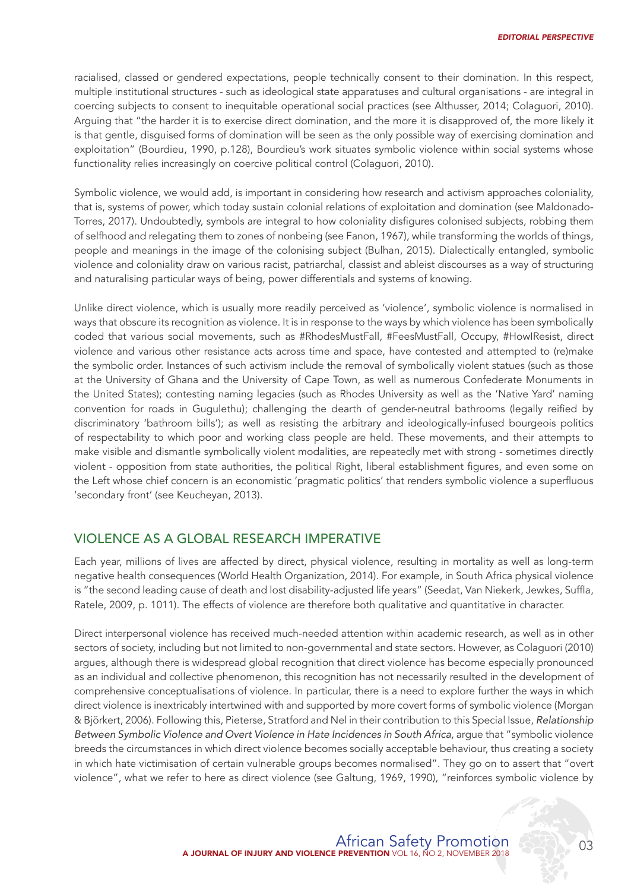racialised, classed or gendered expectations, people technically consent to their domination. In this respect, multiple institutional structures - such as ideological state apparatuses and cultural organisations - are integral in coercing subjects to consent to inequitable operational social practices (see Althusser, 2014; Colaguori, 2010). Arguing that "the harder it is to exercise direct domination, and the more it is disapproved of, the more likely it is that gentle, disguised forms of domination will be seen as the only possible way of exercising domination and exploitation" (Bourdieu, 1990, p.128), Bourdieu's work situates symbolic violence within social systems whose functionality relies increasingly on coercive political control (Colaguori, 2010).

Symbolic violence, we would add, is important in considering how research and activism approaches coloniality, that is, systems of power, which today sustain colonial relations of exploitation and domination (see Maldonado-Torres, 2017). Undoubtedly, symbols are integral to how coloniality disfigures colonised subjects, robbing them of selfhood and relegating them to zones of nonbeing (see Fanon, 1967), while transforming the worlds of things, people and meanings in the image of the colonising subject (Bulhan, 2015). Dialectically entangled, symbolic violence and coloniality draw on various racist, patriarchal, classist and ableist discourses as a way of structuring and naturalising particular ways of being, power differentials and systems of knowing.

Unlike direct violence, which is usually more readily perceived as 'violence', symbolic violence is normalised in ways that obscure its recognition as violence. It is in response to the ways by which violence has been symbolically coded that various social movements, such as #RhodesMustFall, #FeesMustFall, Occupy, #HowIResist, direct violence and various other resistance acts across time and space, have contested and attempted to (re)make the symbolic order. Instances of such activism include the removal of symbolically violent statues (such as those at the University of Ghana and the University of Cape Town, as well as numerous Confederate Monuments in the United States); contesting naming legacies (such as Rhodes University as well as the 'Native Yard' naming convention for roads in Gugulethu); challenging the dearth of gender-neutral bathrooms (legally reified by discriminatory 'bathroom bills'); as well as resisting the arbitrary and ideologically-infused bourgeois politics of respectability to which poor and working class people are held. These movements, and their attempts to make visible and dismantle symbolically violent modalities, are repeatedly met with strong - sometimes directly violent - opposition from state authorities, the political Right, liberal establishment figures, and even some on the Left whose chief concern is an economistic 'pragmatic politics' that renders symbolic violence a superfluous 'secondary front' (see Keucheyan, 2013).

## VIOLENCE AS A GLOBAL RESEARCH IMPERATIVE

Each year, millions of lives are affected by direct, physical violence, resulting in mortality as well as long-term negative health consequences (World Health Organization, 2014). For example, in South Africa physical violence is "the second leading cause of death and lost disability-adjusted life years" (Seedat, Van Niekerk, Jewkes, Suffla, Ratele, 2009, p. 1011). The effects of violence are therefore both qualitative and quantitative in character.

Direct interpersonal violence has received much-needed attention within academic research, as well as in other sectors of society, including but not limited to non-governmental and state sectors. However, as Colaguori (2010) argues, although there is widespread global recognition that direct violence has become especially pronounced as an individual and collective phenomenon, this recognition has not necessarily resulted in the development of comprehensive conceptualisations of violence. In particular, there is a need to explore further the ways in which direct violence is inextricably intertwined with and supported by more covert forms of symbolic violence (Morgan & Björkert, 2006). Following this, Pieterse, Stratford and Nel in their contribution to this Special Issue, *Relationship Between Symbolic Violence and Overt Violence in Hate Incidences in South Africa,* argue that "symbolic violence breeds the circumstances in which direct violence becomes socially acceptable behaviour, thus creating a society in which hate victimisation of certain vulnerable groups becomes normalised". They go on to assert that "overt violence", what we refer to here as direct violence (see Galtung, 1969, 1990), "reinforces symbolic violence by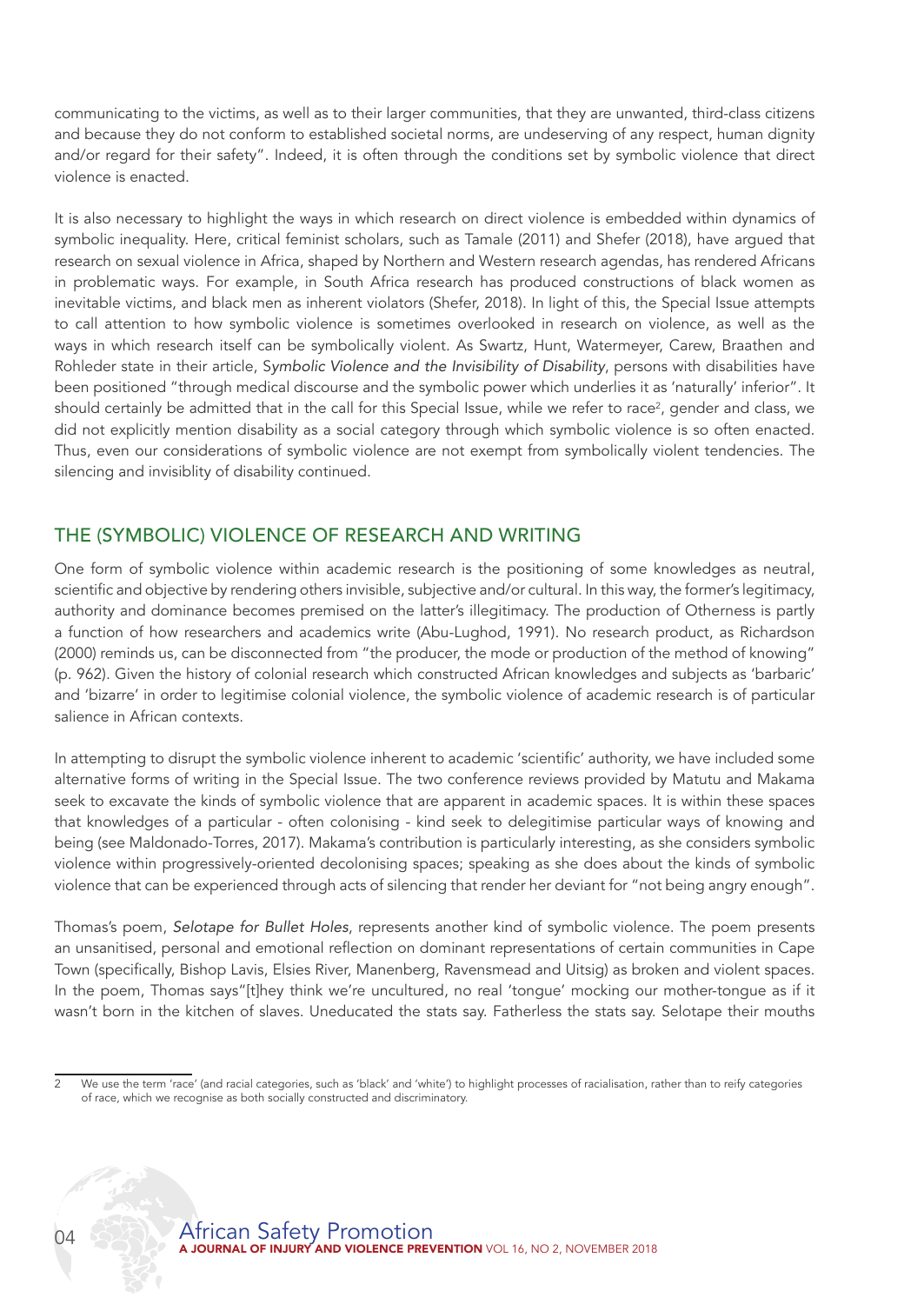communicating to the victims, as well as to their larger communities, that they are unwanted, third-class citizens and because they do not conform to established societal norms, are undeserving of any respect, human dignity and/or regard for their safety". Indeed, it is often through the conditions set by symbolic violence that direct violence is enacted.

It is also necessary to highlight the ways in which research on direct violence is embedded within dynamics of symbolic inequality. Here, critical feminist scholars, such as Tamale (2011) and Shefer (2018), have argued that research on sexual violence in Africa, shaped by Northern and Western research agendas, has rendered Africans in problematic ways. For example, in South Africa research has produced constructions of black women as inevitable victims, and black men as inherent violators (Shefer, 2018). In light of this, the Special Issue attempts to call attention to how symbolic violence is sometimes overlooked in research on violence, as well as the ways in which research itself can be symbolically violent. As Swartz, Hunt, Watermeyer, Carew, Braathen and Rohleder state in their article, S*ymbolic Violence and the Invisibility of Disability*, persons with disabilities have been positioned "through medical discourse and the symbolic power which underlies it as 'naturally' inferior". It should certainly be admitted that in the call for this Special Issue, while we refer to race[2], gender and class, we did not explicitly mention disability as a social category through which symbolic violence is so often enacted. Thus, even our considerations of symbolic violence are not exempt from symbolically violent tendencies. The silencing and invisiblity of disability continued.

## THE (SYMBOLIC) VIOLENCE OF RESEARCH AND WRITING

One form of symbolic violence within academic research is the positioning of some knowledges as neutral, scientific and objective by rendering others invisible, subjective and/or cultural. In this way, the former's legitimacy, authority and dominance becomes premised on the latter's illegitimacy. The production of Otherness is partly a function of how researchers and academics write (Abu-Lughod, 1991). No research product, as Richardson (2000) reminds us, can be disconnected from "the producer, the mode or production of the method of knowing" (p. 962). Given the history of colonial research which constructed African knowledges and subjects as 'barbaric' and 'bizarre' in order to legitimise colonial violence, the symbolic violence of academic research is of particular salience in African contexts.

In attempting to disrupt the symbolic violence inherent to academic 'scientific' authority, we have included some alternative forms of writing in the Special Issue. The two conference reviews provided by Matutu and Makama seek to excavate the kinds of symbolic violence that are apparent in academic spaces. It is within these spaces that knowledges of a particular - often colonising - kind seek to delegitimise particular ways of knowing and being (see Maldonado-Torres, 2017). Makama's contribution is particularly interesting, as she considers symbolic violence within progressively-oriented decolonising spaces; speaking as she does about the kinds of symbolic violence that can be experienced through acts of silencing that render her deviant for "not being angry enough".

Thomas's poem, *Selotape for Bullet Holes*, represents another kind of symbolic violence. The poem presents an unsanitised, personal and emotional reflection on dominant representations of certain communities in Cape Town (specifically, Bishop Lavis, Elsies River, Manenberg, Ravensmead and Uitsig) as broken and violent spaces. In the poem, Thomas says"[t]hey think we're uncultured, no real 'tongue' mocking our mother-tongue as if it wasn't born in the kitchen of slaves. Uneducated the stats say. Fatherless the stats say. Selotape their mouths

---

2 We use the term 'race' (and racial categories, such as 'black' and 'white') to highlight processes of racialisation, rather than to reify categories of race, which we recognise as both socially constructed and discriminatory.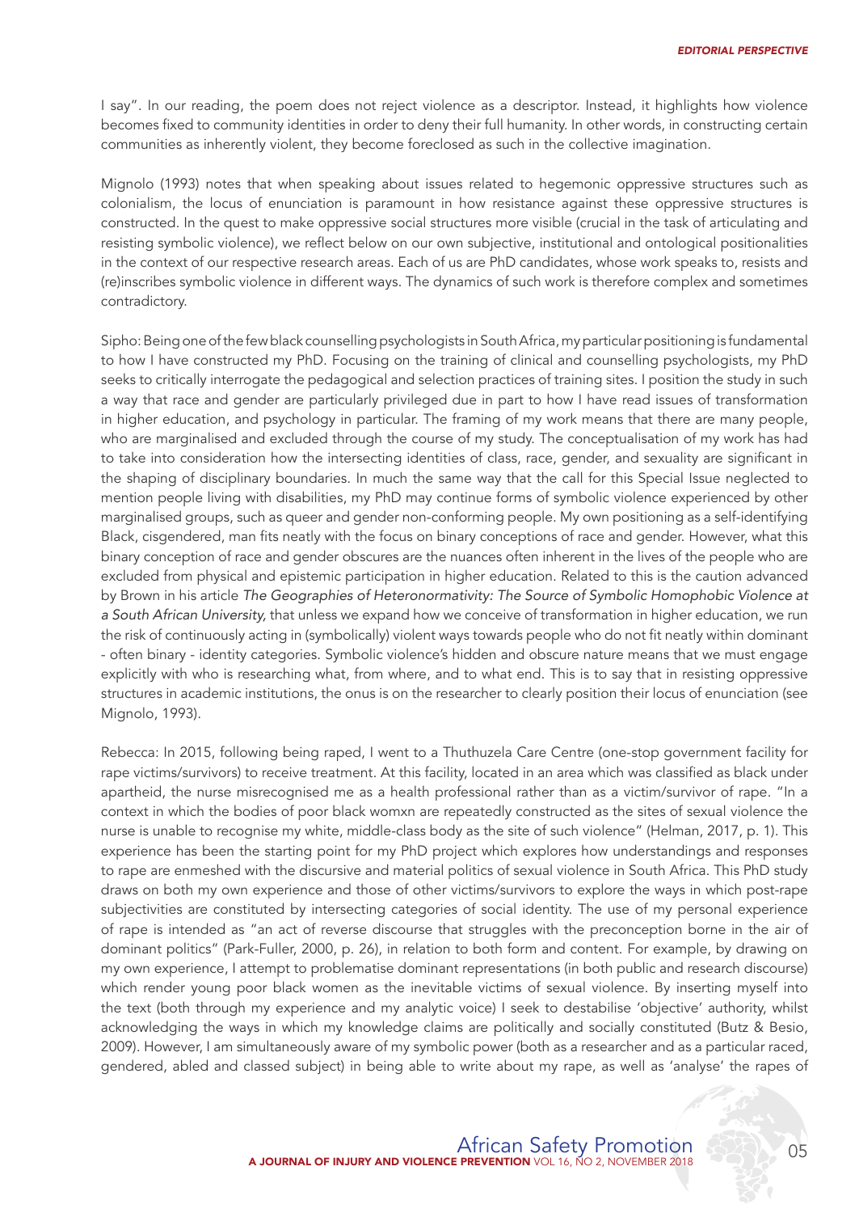I say". In our reading, the poem does not reject violence as a descriptor. Instead, it highlights how violence becomes fixed to community identities in order to deny their full humanity. In other words, in constructing certain communities as inherently violent, they become foreclosed as such in the collective imagination.

Mignolo (1993) notes that when speaking about issues related to hegemonic oppressive structures such as colonialism, the locus of enunciation is paramount in how resistance against these oppressive structures is constructed. In the quest to make oppressive social structures more visible (crucial in the task of articulating and resisting symbolic violence), we reflect below on our own subjective, institutional and ontological positionalities in the context of our respective research areas. Each of us are PhD candidates, whose work speaks to, resists and (re)inscribes symbolic violence in different ways. The dynamics of such work is therefore complex and sometimes contradictory.

Sipho: Being one of the few black counselling psychologists in South Africa, my particular positioning is fundamental to how I have constructed my PhD. Focusing on the training of clinical and counselling psychologists, my PhD seeks to critically interrogate the pedagogical and selection practices of training sites. I position the study in such a way that race and gender are particularly privileged due in part to how I have read issues of transformation in higher education, and psychology in particular. The framing of my work means that there are many people, who are marginalised and excluded through the course of my study. The conceptualisation of my work has had to take into consideration how the intersecting identities of class, race, gender, and sexuality are significant in the shaping of disciplinary boundaries. In much the same way that the call for this Special Issue neglected to mention people living with disabilities, my PhD may continue forms of symbolic violence experienced by other marginalised groups, such as queer and gender non-conforming people. My own positioning as a self-identifying Black, cisgendered, man fits neatly with the focus on binary conceptions of race and gender. However, what this binary conception of race and gender obscures are the nuances often inherent in the lives of the people who are excluded from physical and epistemic participation in higher education. Related to this is the caution advanced by Brown in his article *The Geographies of Heteronormativity: The Source of Symbolic Homophobic Violence at a South African University,* that unless we expand how we conceive of transformation in higher education, we run the risk of continuously acting in (symbolically) violent ways towards people who do not fit neatly within dominant - often binary - identity categories. Symbolic violence's hidden and obscure nature means that we must engage explicitly with who is researching what, from where, and to what end. This is to say that in resisting oppressive structures in academic institutions, the onus is on the researcher to clearly position their locus of enunciation (see Mignolo, 1993).

Rebecca: In 2015, following being raped, I went to a Thuthuzela Care Centre (one-stop government facility for rape victims/survivors) to receive treatment. At this facility, located in an area which was classified as black under apartheid, the nurse misrecognised me as a health professional rather than as a victim/survivor of rape. "In a context in which the bodies of poor black womxn are repeatedly constructed as the sites of sexual violence the nurse is unable to recognise my white, middle-class body as the site of such violence" (Helman, 2017, p. 1). This experience has been the starting point for my PhD project which explores how understandings and responses to rape are enmeshed with the discursive and material politics of sexual violence in South Africa. This PhD study draws on both my own experience and those of other victims/survivors to explore the ways in which post-rape subjectivities are constituted by intersecting categories of social identity. The use of my personal experience of rape is intended as "an act of reverse discourse that struggles with the preconception borne in the air of dominant politics" (Park-Fuller, 2000, p. 26), in relation to both form and content. For example, by drawing on my own experience, I attempt to problematise dominant representations (in both public and research discourse) which render young poor black women as the inevitable victims of sexual violence. By inserting myself into the text (both through my experience and my analytic voice) I seek to destabilise 'objective' authority, whilst acknowledging the ways in which my knowledge claims are politically and socially constituted (Butz & Besio, 2009). However, I am simultaneously aware of my symbolic power (both as a researcher and as a particular raced, gendered, abled and classed subject) in being able to write about my rape, as well as 'analyse' the rapes of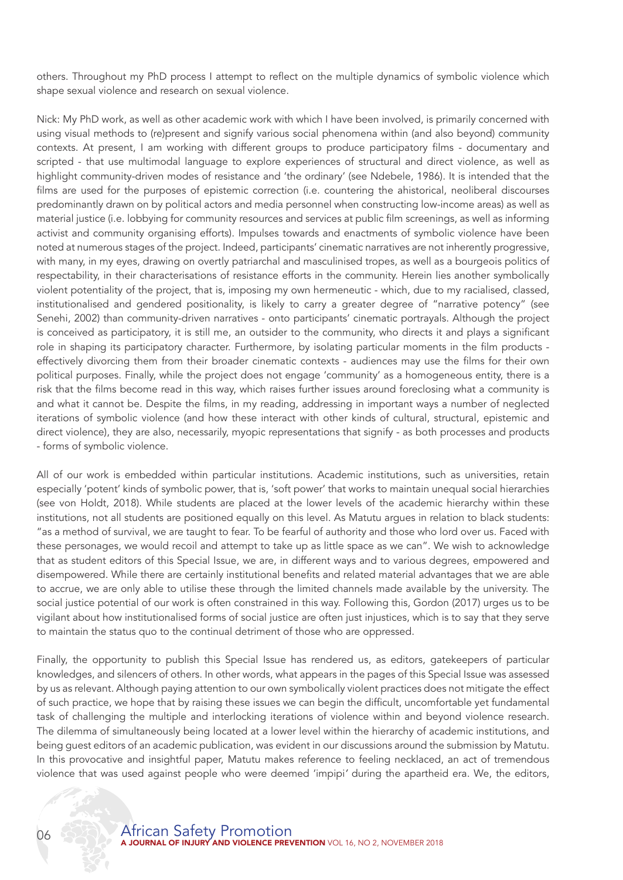others. Throughout my PhD process I attempt to reflect on the multiple dynamics of symbolic violence which shape sexual violence and research on sexual violence.

Nick: My PhD work, as well as other academic work with which I have been involved, is primarily concerned with using visual methods to (re)present and signify various social phenomena within (and also beyond) community contexts. At present, I am working with different groups to produce participatory films - documentary and scripted - that use multimodal language to explore experiences of structural and direct violence, as well as highlight community-driven modes of resistance and 'the ordinary' (see Ndebele, 1986). It is intended that the films are used for the purposes of epistemic correction (i.e. countering the ahistorical, neoliberal discourses predominantly drawn on by political actors and media personnel when constructing low-income areas) as well as material justice (i.e. lobbying for community resources and services at public film screenings, as well as informing activist and community organising efforts). Impulses towards and enactments of symbolic violence have been noted at numerous stages of the project. Indeed, participants' cinematic narratives are not inherently progressive, with many, in my eyes, drawing on overtly patriarchal and masculinised tropes, as well as a bourgeois politics of respectability, in their characterisations of resistance efforts in the community. Herein lies another symbolically violent potentiality of the project, that is, imposing my own hermeneutic - which, due to my racialised, classed, institutionalised and gendered positionality, is likely to carry a greater degree of "narrative potency" (see Senehi, 2002) than community-driven narratives - onto participants' cinematic portrayals. Although the project is conceived as participatory, it is still me, an outsider to the community, who directs it and plays a significant role in shaping its participatory character. Furthermore, by isolating particular moments in the film products - effectively divorcing them from their broader cinematic contexts - audiences may use the films for their own political purposes. Finally, while the project does not engage 'community' as a homogeneous entity, there is a risk that the films become read in this way, which raises further issues around foreclosing what a community is and what it cannot be. Despite the films, in my reading, addressing in important ways a number of neglected iterations of symbolic violence (and how these interact with other kinds of cultural, structural, epistemic and direct violence), they are also, necessarily, myopic representations that signify - as both processes and products - forms of symbolic violence.

All of our work is embedded within particular institutions. Academic institutions, such as universities, retain especially 'potent' kinds of symbolic power, that is, 'soft power' that works to maintain unequal social hierarchies (see von Holdt, 2018). While students are placed at the lower levels of the academic hierarchy within these institutions, not all students are positioned equally on this level. As Matutu argues in relation to black students: "as a method of survival, we are taught to fear. To be fearful of authority and those who lord over us. Faced with these personages, we would recoil and attempt to take up as little space as we can". We wish to acknowledge that as student editors of this Special Issue, we are, in different ways and to various degrees, empowered and disempowered. While there are certainly institutional benefits and related material advantages that we are able to accrue, we are only able to utilise these through the limited channels made available by the university. The social justice potential of our work is often constrained in this way. Following this, Gordon (2017) urges us to be vigilant about how institutionalised forms of social justice are often just injustices, which is to say that they serve to maintain the status quo to the continual detriment of those who are oppressed.

Finally, the opportunity to publish this Special Issue has rendered us, as editors, gatekeepers of particular knowledges, and silencers of others. In other words, what appears in the pages of this Special Issue was assessed by us as relevant. Although paying attention to our own symbolically violent practices does not mitigate the effect of such practice, we hope that by raising these issues we can begin the difficult, uncomfortable yet fundamental task of challenging the multiple and interlocking iterations of violence within and beyond violence research. The dilemma of simultaneously being located at a lower level within the hierarchy of academic institutions, and being guest editors of an academic publication, was evident in our discussions around the submission by Matutu. In this provocative and insightful paper, Matutu makes reference to feeling necklaced, an act of tremendous violence that was used against people who were deemed 'impipi' during the apartheid era. We, the editors,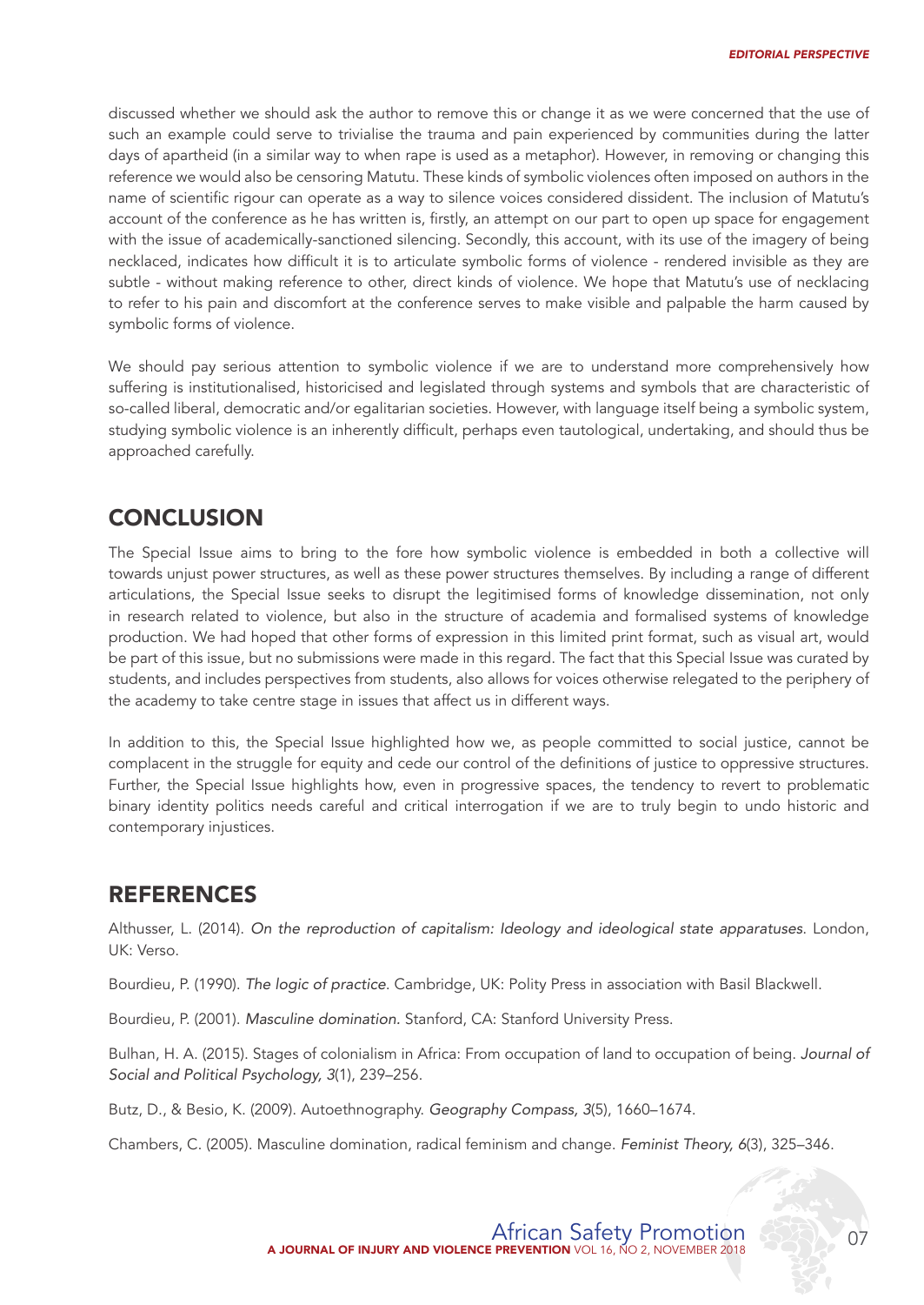discussed whether we should ask the author to remove this or change it as we were concerned that the use of such an example could serve to trivialise the trauma and pain experienced by communities during the latter days of apartheid (in a similar way to when rape is used as a metaphor). However, in removing or changing this reference we would also be censoring Matutu. These kinds of symbolic violences often imposed on authors in the name of scientific rigour can operate as a way to silence voices considered dissident. The inclusion of Matutu's account of the conference as he has written is, firstly, an attempt on our part to open up space for engagement with the issue of academically-sanctioned silencing. Secondly, this account, with its use of the imagery of being necklaced, indicates how difficult it is to articulate symbolic forms of violence - rendered invisible as they are subtle - without making reference to other, direct kinds of violence. We hope that Matutu's use of necklacing to refer to his pain and discomfort at the conference serves to make visible and palpable the harm caused by symbolic forms of violence.

We should pay serious attention to symbolic violence if we are to understand more comprehensively how suffering is institutionalised, historicised and legislated through systems and symbols that are characteristic of so-called liberal, democratic and/or egalitarian societies. However, with language itself being a symbolic system, studying symbolic violence is an inherently difficult, perhaps even tautological, undertaking, and should thus be approached carefully.

## CONCLUSION

The Special Issue aims to bring to the fore how symbolic violence is embedded in both a collective will towards unjust power structures, as well as these power structures themselves. By including a range of different articulations, the Special Issue seeks to disrupt the legitimised forms of knowledge dissemination, not only in research related to violence, but also in the structure of academia and formalised systems of knowledge production. We had hoped that other forms of expression in this limited print format, such as visual art, would be part of this issue, but no submissions were made in this regard. The fact that this Special Issue was curated by students, and includes perspectives from students, also allows for voices otherwise relegated to the periphery of the academy to take centre stage in issues that affect us in different ways.

In addition to this, the Special Issue highlighted how we, as people committed to social justice, cannot be complacent in the struggle for equity and cede our control of the definitions of justice to oppressive structures. Further, the Special Issue highlights how, even in progressive spaces, the tendency to revert to problematic binary identity politics needs careful and critical interrogation if we are to truly begin to undo historic and contemporary injustices.

## REFERENCES

Althusser, L. (2014). *On the reproduction of capitalism: Ideology and ideological state apparatuses.* London, UK: Verso.

Bourdieu, P. (1990). *The logic of practice.* Cambridge, UK: Polity Press in association with Basil Blackwell.

Bourdieu, P. (2001). *Masculine domination.* Stanford, CA: Stanford University Press.

Bulhan, H. A. (2015). Stages of colonialism in Africa: From occupation of land to occupation of being. *Journal of Social and Political Psychology, 3*(1), 239–256.

Butz, D., & Besio, K. (2009). Autoethnography. *Geography Compass, 3*(5), 1660–1674.

Chambers, C. (2005). Masculine domination, radical feminism and change. *Feminist Theory, 6*(3), 325–346.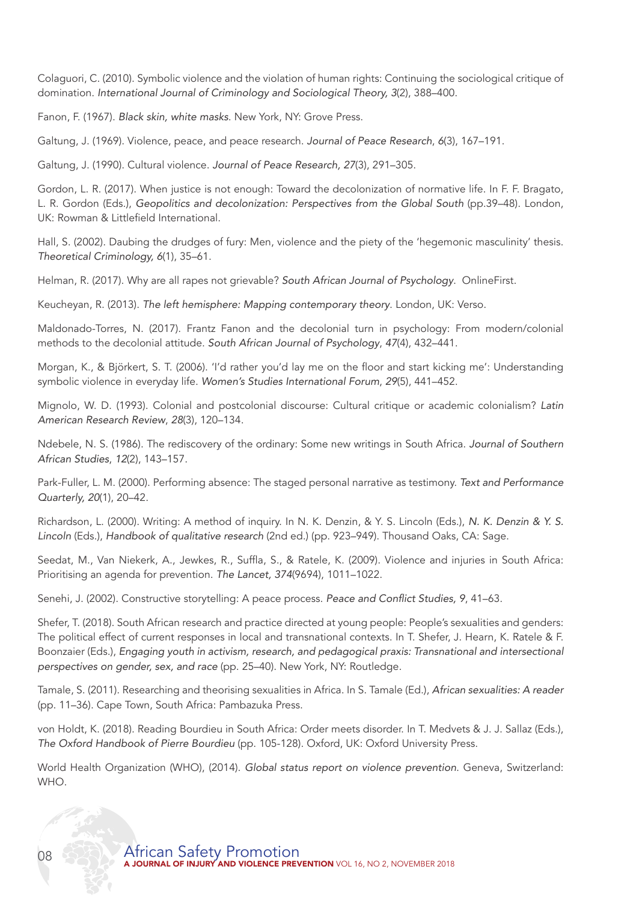Colaguori, C. (2010). Symbolic violence and the violation of human rights: Continuing the sociological critique of domination. *International Journal of Criminology and Sociological Theory, 3*(2), 388–400.

Fanon, F. (1967). *Black skin, white masks*. New York, NY: Grove Press.

Galtung, J. (1969). Violence, peace, and peace research. *Journal of Peace Research*, *6*(3), 167–191.

Galtung, J. (1990). Cultural violence. *Journal of Peace Research, 27*(3), 291–305.

Gordon, L. R. (2017). When justice is not enough: Toward the decolonization of normative life. In F. F. Bragato, L. R. Gordon (Eds.), *Geopolitics and decolonization: Perspectives from the Global South* (pp.39–48). London, UK: Rowman & Littlefield International.

Hall, S. (2002). Daubing the drudges of fury: Men, violence and the piety of the 'hegemonic masculinity' thesis. *Theoretical Criminology, 6*(1), 35–61.

Helman, R. (2017). Why are all rapes not grievable? *South African Journal of Psychology*. OnlineFirst.

Keucheyan, R. (2013). *The left hemisphere: Mapping contemporary theory*. London, UK: Verso.

Maldonado-Torres, N. (2017). Frantz Fanon and the decolonial turn in psychology: From modern/colonial methods to the decolonial attitude. *South African Journal of Psychology*, *47*(4), 432–441.

Morgan, K., & Björkert, S. T. (2006). 'I'd rather you'd lay me on the floor and start kicking me': Understanding symbolic violence in everyday life. *Women's Studies International Forum*, *29*(5), 441–452.

Mignolo, W. D. (1993). Colonial and postcolonial discourse: Cultural critique or academic colonialism? *Latin American Research Review*, *28*(3), 120–134.

Ndebele, N. S. (1986). The rediscovery of the ordinary: Some new writings in South Africa. *Journal of Southern African Studies*, *12*(2), 143–157.

Park-Fuller, L. M. (2000). Performing absence: The staged personal narrative as testimony. *Text and Performance Quarterly, 20*(1), 20–42.

Richardson, L. (2000). Writing: A method of inquiry. In N. K. Denzin, & Y. S. Lincoln (Eds.), *N. K. Denzin & Y. S. Lincoln* (Eds.), *Handbook of qualitative research* (2nd ed.) (pp. 923–949). Thousand Oaks, CA: Sage.

Seedat, M., Van Niekerk, A., Jewkes, R., Suffla, S., & Ratele, K. (2009). Violence and injuries in South Africa: Prioritising an agenda for prevention. *The Lancet, 374*(9694), 1011–1022.

Senehi, J. (2002). Constructive storytelling: A peace process. *Peace and Conflict Studies, 9*, 41–63.

Shefer, T. (2018). South African research and practice directed at young people: People's sexualities and genders: The political effect of current responses in local and transnational contexts. In T. Shefer, J. Hearn, K. Ratele & F. Boonzaier (Eds.), *Engaging youth in activism, research, and pedagogical praxis: Transnational and intersectional perspectives on gender, sex, and race* (pp. 25–40). New York, NY: Routledge.

Tamale, S. (2011). Researching and theorising sexualities in Africa. In S. Tamale (Ed.), *African sexualities: A reader* (pp. 11–36). Cape Town, South Africa: Pambazuka Press.

von Holdt, K. (2018). Reading Bourdieu in South Africa: Order meets disorder. In T. Medvets & J. J. Sallaz (Eds.), *The Oxford Handbook of Pierre Bourdieu* (pp. 105-128). Oxford, UK: Oxford University Press.

World Health Organization (WHO), (2014). *Global status report on violence prevention*. Geneva, Switzerland: WHO.